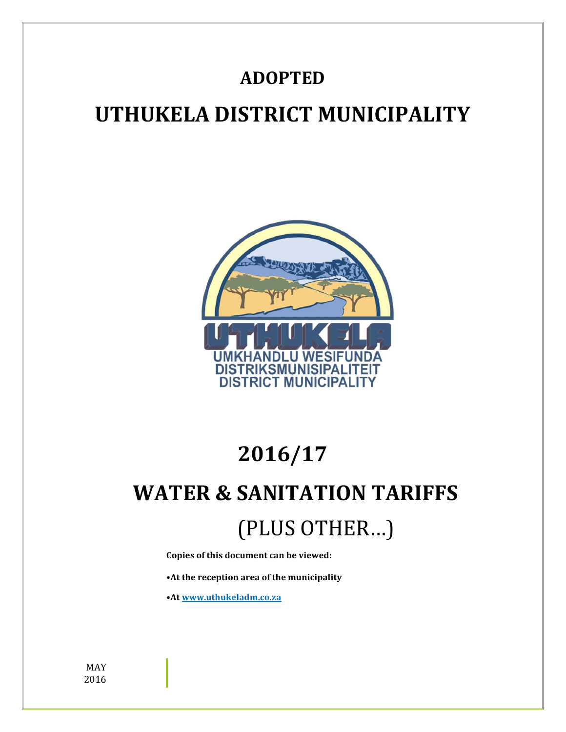# ADOPTED

# UTHUKELA DISTRICT MUNICIPALITY

# 2016/17

# WATER & SANITATION TARIFFS

## (PLUS OTHER…)

**Copies of this document can be viewed:**

- **At the reception area of the municipality**
- **At [www.uthukeladm.co.za](http://www.uthukeladm.co.za)**

MAY
2016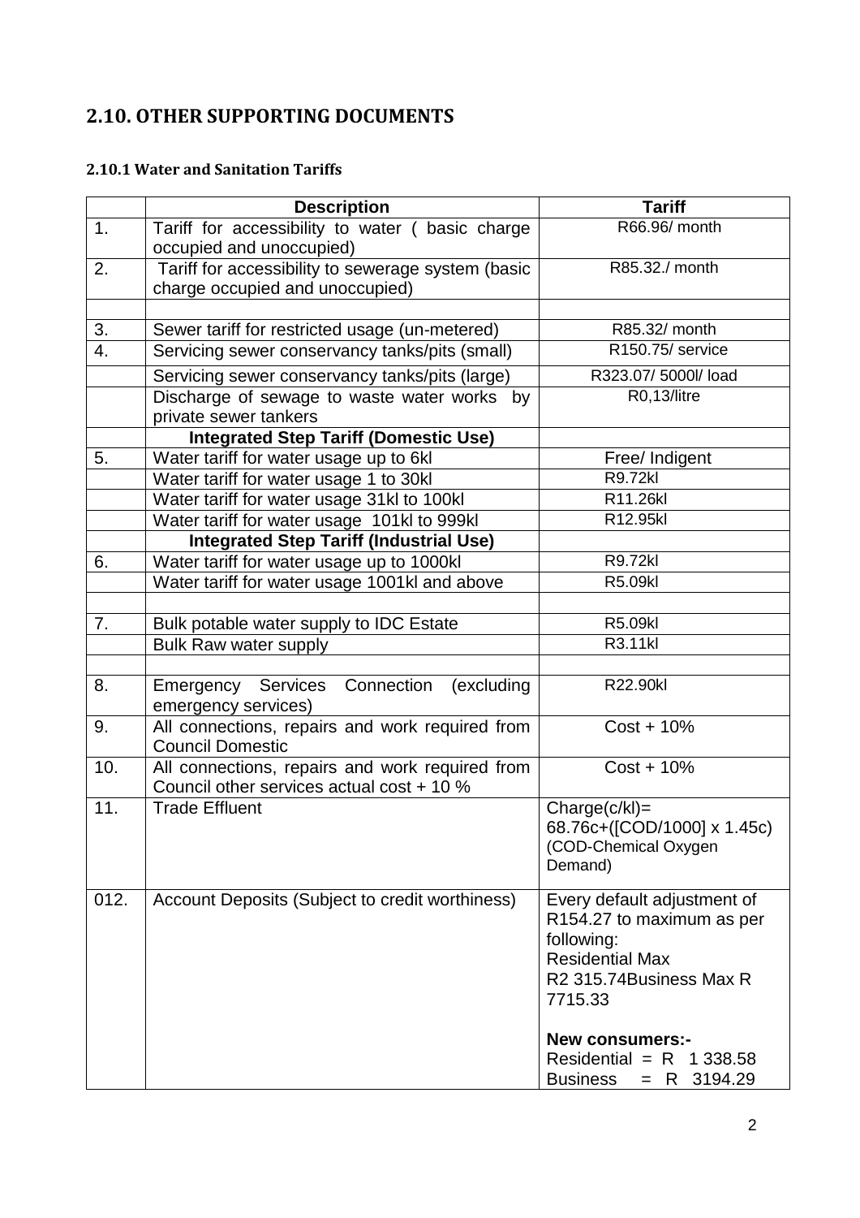## 2.10. OTHER SUPPORTING DOCUMENTS

### 2.10.1 Water and Sanitation Tariffs

| | Description | Tariff |
|---|---|---|
| 1. | Tariff for accessibility to water ( basic charge occupied and unoccupied) | R66.96/ month |
| 2. | Tariff for accessibility to sewerage system (basic charge occupied and unoccupied) | R85.32./ month |
| | | |
| 3. | Sewer tariff for restricted usage (un-metered) | R85.32/ month |
| 4. | Servicing sewer conservancy tanks/pits (small) | R150.75/ service |
| | Servicing sewer conservancy tanks/pits (large) | R323.07/ 5000l/ load |
| | Discharge of sewage to waste water works by private sewer tankers | R0,13/litre |
| | **Integrated Step Tariff (Domestic Use)** | |
| 5. | Water tariff for water usage up to 6kl | Free/ Indigent |
| | Water tariff for water usage 1 to 30kl | R9.72kl |
| | Water tariff for water usage 31kl to 100kl | R11.26kl |
| | Water tariff for water usage 101kl to 999kl | R12.95kl |
| | **Integrated Step Tariff (Industrial Use)** | |
| 6. | Water tariff for water usage up to 1000kl | R9.72kl |
| | Water tariff for water usage 1001kl and above | R5.09kl |
| | | |
| 7. | Bulk potable water supply to IDC Estate | R5.09kl |
| | Bulk Raw water supply | R3.11kl |
| | | |
| 8. | Emergency Services Connection (excluding emergency services) | R22.90kl |
| 9. | All connections, repairs and work required from Council Domestic | Cost + 10% |
| 10. | All connections, repairs and work required from Council other services actual cost + 10 % | Cost + 10% |
| 11. | Trade Effluent | Charge(c/kl)= 68.76c+([COD/1000] x 1.45c) (COD-Chemical Oxygen Demand) |
| 012. | Account Deposits (Subject to credit worthiness) | Every default adjustment of R154.27 to maximum as per following: Residential Max R2 315.74Business Max R 7715.33<br><br>**New consumers:-**<br>Residential = R 1 338.58<br>Business = R 3194.29 |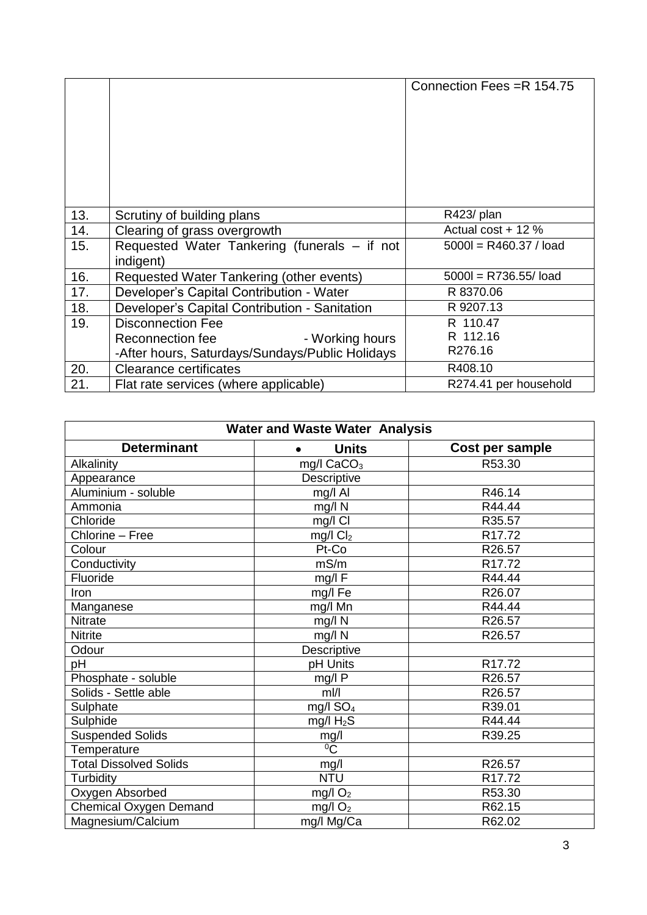|  |  |  |
|---|---|---|
|  |  | Connection Fees =R 154.75 |
| 13. | Scrutiny of building plans | R423/ plan |
| 14. | Clearing of grass overgrowth | Actual cost + 12 % |
| 15. | Requested Water Tankering (funerals – if not indigent) | 5000l = R460.37 / load |
| 16. | Requested Water Tankering (other events) | 5000l = R736.55/ load |
| 17. | Developer's Capital Contribution - Water | R 8370.06 |
| 18. | Developer's Capital Contribution - Sanitation | R 9207.13 |
| 19. | Disconnection Fee<br>Reconnection fee - Working hours<br>-After hours, Saturdays/Sundays/Public Holidays | R 110.47<br>R 112.16<br>R276.16 |
| 20. | Clearance certificates | R408.10 |
| 21. | Flat rate services (where applicable) | R274.41 per household |

| Water and Waste Water Analysis | | |
|---|---|---|
| **Determinant** | **Units** | **Cost per sample** |
| Alkalinity | mg/l $CaCO_3$ | R53.30 |
| Appearance | Descriptive | |
| Aluminium - soluble | mg/l Al | R46.14 |
| Ammonia | mg/l N | R44.44 |
| Chloride | mg/l Cl | R35.57 |
| Chlorine – Free | mg/l $Cl_2$ | R17.72 |
| Colour | Pt-Co | R26.57 |
| Conductivity | mS/m | R17.72 |
| Fluoride | mg/l F | R44.44 |
| Iron | mg/l Fe | R26.07 |
| Manganese | mg/l Mn | R44.44 |
| Nitrate | mg/l N | R26.57 |
| Nitrite | mg/l N | R26.57 |
| Odour | Descriptive | |
| pH | pH Units | R17.72 |
| Phosphate - soluble | mg/l P | R26.57 |
| Solids - Settle able | ml/l | R26.57 |
| Sulphate | mg/l $SO_4$ | R39.01 |
| Sulphide | mg/l $H_2S$ | R44.44 |
| Suspended Solids | mg/l | R39.25 |
| Temperature | $^0C$ | |
| Total Dissolved Solids | mg/l | R26.57 |
| Turbidity | NTU | R17.72 |
| Oxygen Absorbed | mg/l $O_2$ | R53.30 |
| Chemical Oxygen Demand | mg/l $O_2$ | R62.15 |
| Magnesium/Calcium | mg/l Mg/Ca | R62.02 |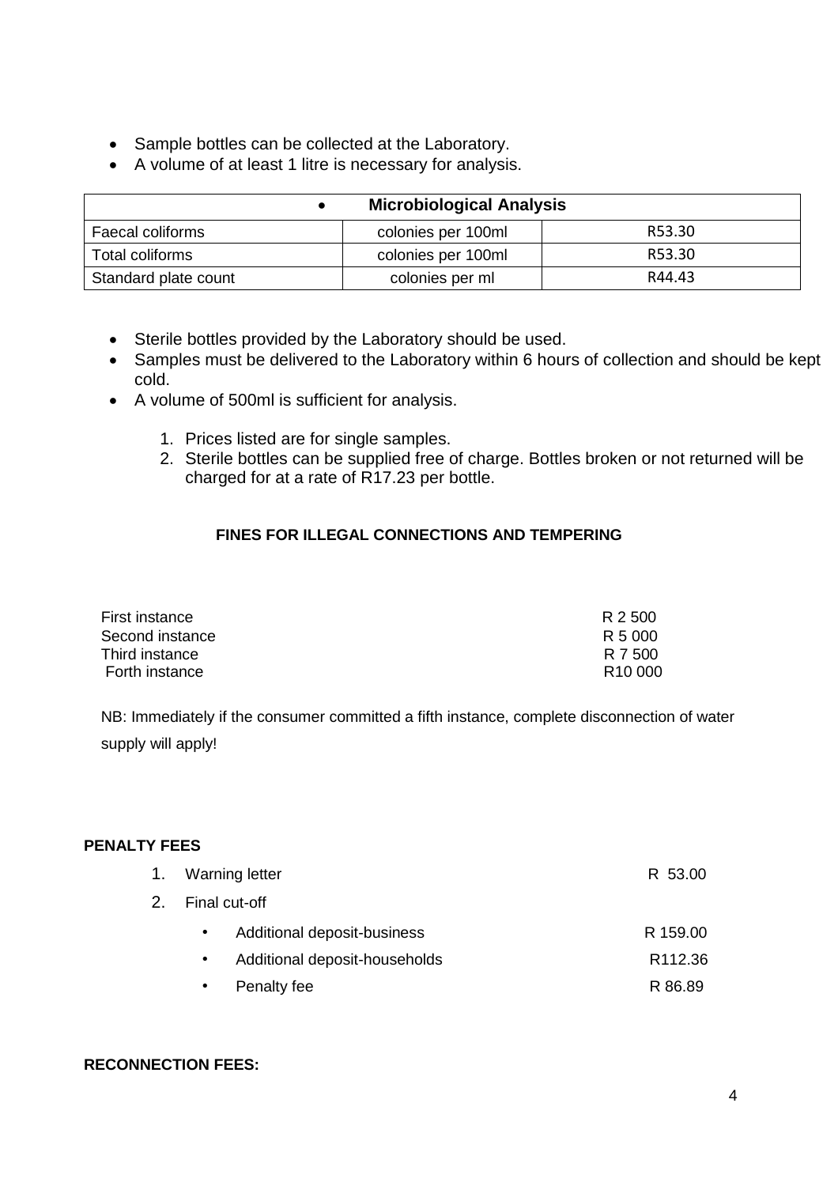- Sample bottles can be collected at the Laboratory.
- A volume of at least 1 litre is necessary for analysis.

| • Microbiological Analysis | | |
|---|---|---|
| Faecal coliforms | colonies per 100ml | R53.30 |
| Total coliforms | colonies per 100ml | R53.30 |
| Standard plate count | colonies per ml | R44.43 |

- Sterile bottles provided by the Laboratory should be used.
- Samples must be delivered to the Laboratory within 6 hours of collection and should be kept cold.
- A volume of 500ml is sufficient for analysis.

1. Prices listed are for single samples.
2. Sterile bottles can be supplied free of charge. Bottles broken or not returned will be charged for at a rate of R17.23 per bottle.

**FINES FOR ILLEGAL CONNECTIONS AND TEMPERING**

| | |
|---|---|
| First instance | R 2 500 |
| Second instance | R 5 000 |
| Third instance | R 7 500 |
| Forth instance | R10 000 |

NB: Immediately if the consumer committed a fifth instance, complete disconnection of water supply will apply!

**PENALTY FEES**

1. Warning letter — R 53.00
2. Final cut-off
   - Additional deposit-business — R 159.00
   - Additional deposit-households — R112.36
   - Penalty fee — R 86.89

**RECONNECTION FEES:**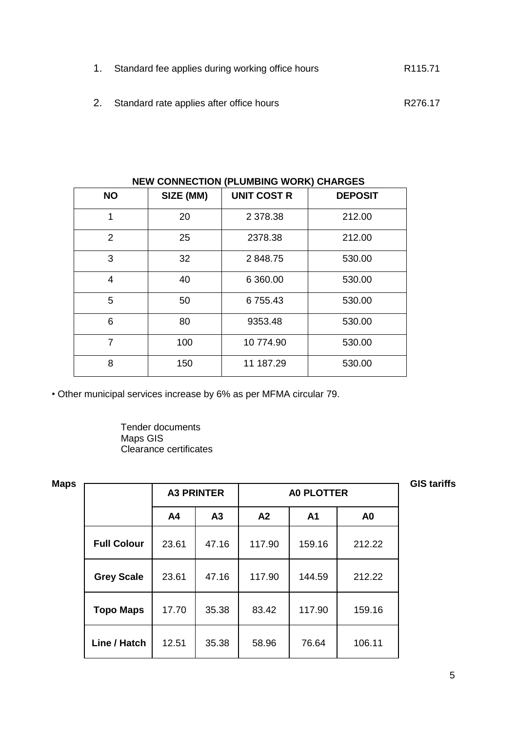1. Standard fee applies during working office hours R115.71

2. Standard rate applies after office hours R276.17

**NEW CONNECTION (PLUMBING WORK) CHARGES**

| NO | SIZE (MM) | UNIT COST R | DEPOSIT |
|---|---|---|---|
| 1 | 20 | 2 378.38 | 212.00 |
| 2 | 25 | 2378.38 | 212.00 |
| 3 | 32 | 2 848.75 | 530.00 |
| 4 | 40 | 6 360.00 | 530.00 |
| 5 | 50 | 6 755.43 | 530.00 |
| 6 | 80 | 9353.48 | 530.00 |
| 7 | 100 | 10 774.90 | 530.00 |
| 8 | 150 | 11 187.29 | 530.00 |

• Other municipal services increase by 6% as per MFMA circular 79.

Tender documents
Maps GIS
Clearance certificates

**Maps** **GIS tariffs**

| | A3 PRINTER | | A0 PLOTTER | | |
|---|---|---|---|---|---|
| | A4 | A3 | A2 | A1 | A0 |
| **Full Colour** | 23.61 | 47.16 | 117.90 | 159.16 | 212.22 |
| **Grey Scale** | 23.61 | 47.16 | 117.90 | 144.59 | 212.22 |
| **Topo Maps** | 17.70 | 35.38 | 83.42 | 117.90 | 159.16 |
| **Line / Hatch** | 12.51 | 35.38 | 58.96 | 76.64 | 106.11 |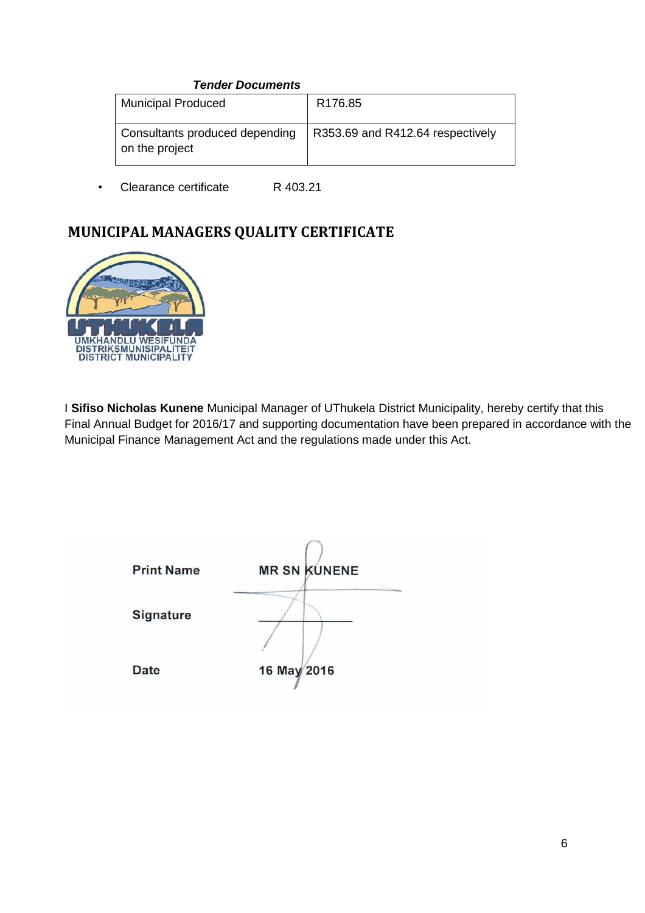***Tender Documents***

| | |
|---|---|
| Municipal Produced | R176.85 |
| Consultants produced depending on the project | R353.69 and R412.64 respectively |

- Clearance certificate R 403.21

## MUNICIPAL MANAGERS QUALITY CERTIFICATE

UTHUKELA
UMKHANDLU WESIFUNDA
DISTRIKSMUNISIPALITEIT
DISTRICT MUNICIPALITY

I **Sifiso Nicholas Kunene** Municipal Manager of UThukela District Municipality, hereby certify that this Final Annual Budget for 2016/17 and supporting documentation have been prepared in accordance with the Municipal Finance Management Act and the regulations made under this Act.

| | |
|---|---|
| Print Name | MR SN KUNENE |
| Signature | |
| Date | 16 May 2016 |